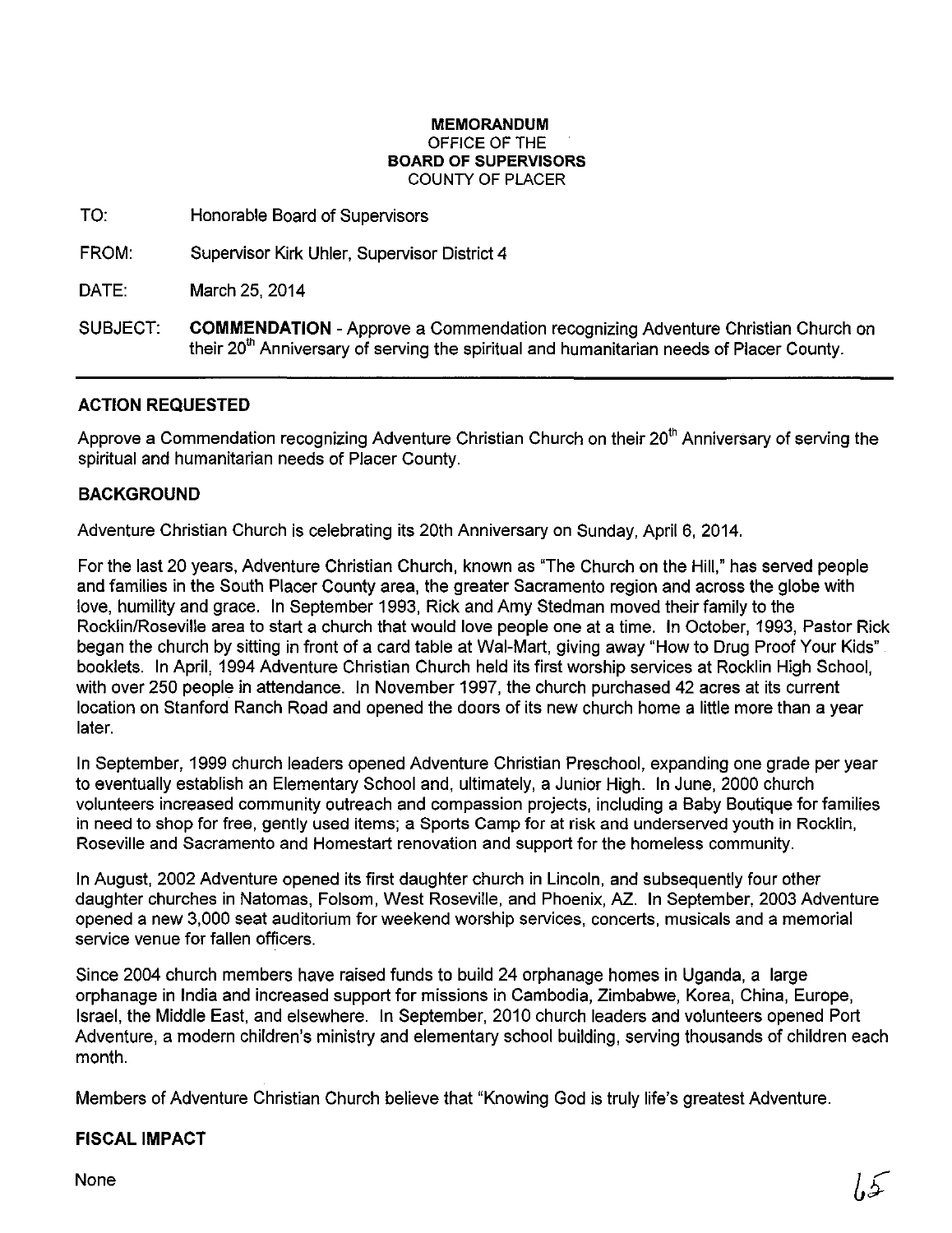**MEMORANDUM**
OFFICE OF THE
**BOARD OF SUPERVISORS**
COUNTY OF PLACER

TO: Honorable Board of Supervisors

FROM: Supervisor Kirk Uhler, Supervisor District 4

DATE: March 25, 2014

SUBJECT: **COMMENDATION** - Approve a Commendation recognizing Adventure Christian Church on their 20th Anniversary of serving the spiritual and humanitarian needs of Placer County.

---

## ACTION REQUESTED

Approve a Commendation recognizing Adventure Christian Church on their 20th Anniversary of serving the spiritual and humanitarian needs of Placer County.

## BACKGROUND

Adventure Christian Church is celebrating its 20th Anniversary on Sunday, April 6, 2014.

For the last 20 years, Adventure Christian Church, known as "The Church on the Hill," has served people and families in the South Placer County area, the greater Sacramento region and across the globe with love, humility and grace. In September 1993, Rick and Amy Stedman moved their family to the Rocklin/Roseville area to start a church that would love people one at a time. In October, 1993, Pastor Rick began the church by sitting in front of a card table at Wal-Mart, giving away "How to Drug Proof Your Kids" booklets. In April, 1994 Adventure Christian Church held its first worship services at Rocklin High School, with over 250 people in attendance. In November 1997, the church purchased 42 acres at its current location on Stanford Ranch Road and opened the doors of its new church home a little more than a year later.

In September, 1999 church leaders opened Adventure Christian Preschool, expanding one grade per year to eventually establish an Elementary School and, ultimately, a Junior High. In June, 2000 church volunteers increased community outreach and compassion projects, including a Baby Boutique for families in need to shop for free, gently used items; a Sports Camp for at risk and underserved youth in Rocklin, Roseville and Sacramento and Homestart renovation and support for the homeless community.

In August, 2002 Adventure opened its first daughter church in Lincoln, and subsequently four other daughter churches in Natomas, Folsom, West Roseville, and Phoenix, AZ. In September, 2003 Adventure opened a new 3,000 seat auditorium for weekend worship services, concerts, musicals and a memorial service venue for fallen officers.

Since 2004 church members have raised funds to build 24 orphanage homes in Uganda, a large orphanage in India and increased support for missions in Cambodia, Zimbabwe, Korea, China, Europe, Israel, the Middle East, and elsewhere. In September, 2010 church leaders and volunteers opened Port Adventure, a modern children's ministry and elementary school building, serving thousands of children each month.

Members of Adventure Christian Church believe that "Knowing God is truly life's greatest Adventure.

## FISCAL IMPACT

None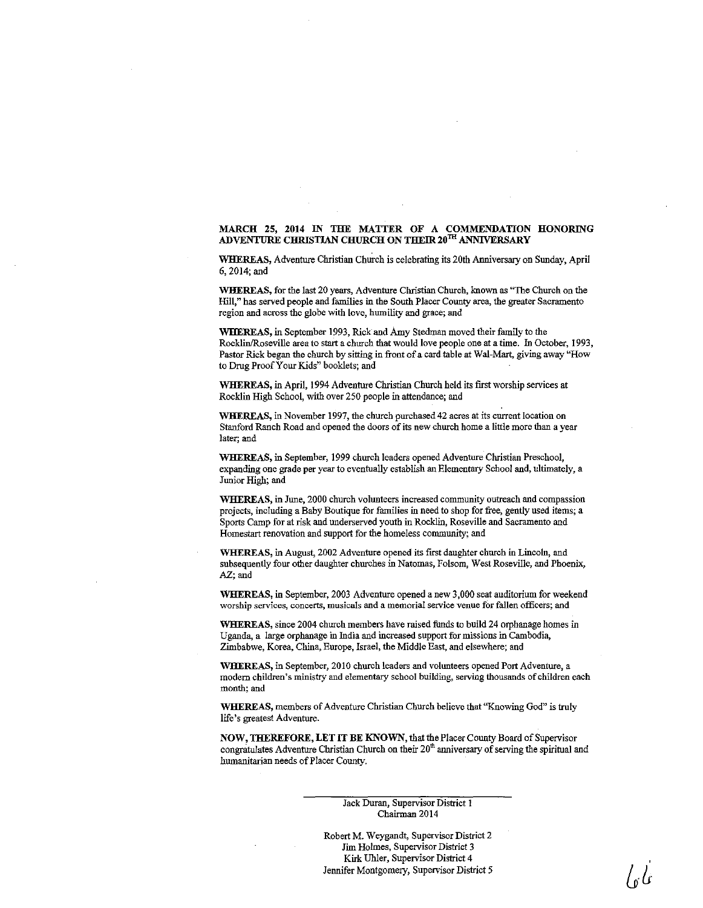**MARCH 25, 2014 IN THE MATTER OF A COMMENDATION HONORING ADVENTURE CHRISTIAN CHURCH ON THEIR 20$^{TH}$ ANNIVERSARY**

**WHEREAS,** Adventure Christian Church is celebrating its 20th Anniversary on Sunday, April 6, 2014; and

**WHEREAS,** for the last 20 years, Adventure Christian Church, known as "The Church on the Hill," has served people and families in the South Placer County area, the greater Sacramento region and across the globe with love, humility and grace; and

**WHEREAS,** in September 1993, Rick and Amy Stedman moved their family to the Rocklin/Roseville area to start a church that would love people one at a time. In October, 1993, Pastor Rick began the church by sitting in front of a card table at Wal-Mart, giving away "How to Drug Proof Your Kids" booklets; and

**WHEREAS,** in April, 1994 Adventure Christian Church held its first worship services at Rocklin High School, with over 250 people in attendance; and

**WHEREAS,** in November 1997, the church purchased 42 acres at its current location on Stanford Ranch Road and opened the doors of its new church home a little more than a year later; and

**WHEREAS,** in September, 1999 church leaders opened Adventure Christian Preschool, expanding one grade per year to eventually establish an Elementary School and, ultimately, a Junior High; and

**WHEREAS,** in June, 2000 church volunteers increased community outreach and compassion projects, including a Baby Boutique for families in need to shop for free, gently used items; a Sports Camp for at risk and underserved youth in Rocklin, Roseville and Sacramento and Homestart renovation and support for the homeless community; and

**WHEREAS,** in August, 2002 Adventure opened its first daughter church in Lincoln, and subsequently four other daughter churches in Natomas, Folsom, West Roseville, and Phoenix, AZ; and

**WHEREAS,** in September, 2003 Adventure opened a new 3,000 seat auditorium for weekend worship services, concerts, musicals and a memorial service venue for fallen officers; and

**WHEREAS,** since 2004 church members have raised funds to build 24 orphanage homes in Uganda, a large orphanage in India and increased support for missions in Cambodia, Zimbabwe, Korea, China, Europe, Israel, the Middle East, and elsewhere; and

**WHEREAS,** in September, 2010 church leaders and volunteers opened Port Adventure, a modern children's ministry and elementary school building, serving thousands of children each month; and

**WHEREAS,** members of Adventure Christian Church believe that "Knowing God" is truly life's greatest Adventure.

**NOW, THEREFORE, LET IT BE KNOWN,** that the Placer County Board of Supervisor congratulates Adventure Christian Church on their 20$^{th}$ anniversary of serving the spiritual and humanitarian needs of Placer County.

Jack Duran, Supervisor District 1
Chairman 2014

Robert M. Weygandt, Supervisor District 2
Jim Holmes, Supervisor District 3
Kirk Uhler, Supervisor District 4
Jennifer Montgomery, Supervisor District 5